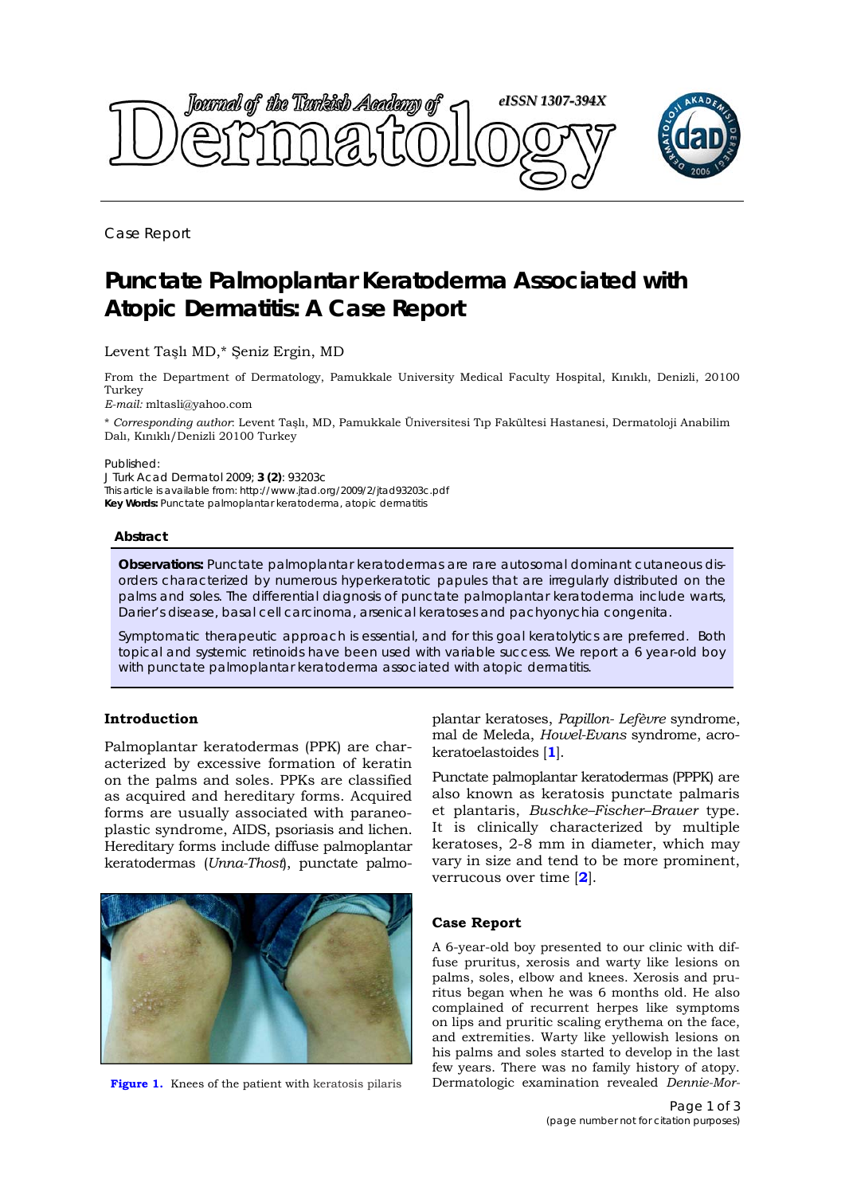Case Report

# Punctate Palmoplantar Keratoderma Associated with Atopic Dermatitis: A Case Report

Levent Taşlı MD,* Şeniz Ergin, MD

From the Department of Dermatology, Pamukkale University Medical Faculty Hospital, Kınıklı, Denizli, 20100 Turkey

*E-mail:* mltasli@yahoo.com

* *Corresponding author*: Levent Taşlı, MD, Pamukkale Üniversitesi Tıp Fakültesi Hastanesi, Dermatoloji Anabilim Dalı, Kınıklı/Denizli 20100 Turkey

Published:
J Turk Acad Dermatol 2009; **3 (2)**: 93203c
This article is available from: http://www.jtad.org/2009/2/jtad93203c.pdf
**Key Words:** Punctate palmoplantar keratoderma, atopic dermatitis

### Abstract

**Observations:** Punctate palmoplantar keratodermas are rare autosomal dominant cutaneous disorders characterized by numerous hyperkeratotic papules that are irregularly distributed on the palms and soles. The differential diagnosis of punctate palmoplantar keratoderma include warts, Darier's disease, basal cell carcinoma, arsenical keratoses and pachyonychia congenita.

Symptomatic therapeutic approach is essential, and for this goal keratolytics are preferred. Both topical and systemic retinoids have been used with variable success. We report a 6 year-old boy with punctate palmoplantar keratoderma associated with atopic dermatitis.

## Introduction

Palmoplantar keratodermas (PPK) are characterized by excessive formation of keratin on the palms and soles. PPKs are classified as acquired and hereditary forms. Acquired forms are usually associated with paraneoplastic syndrome, AIDS, psoriasis and lichen. Hereditary forms include diffuse palmoplantar keratodermas (*Unna-Thost*), punctate palmoplantar keratoses, *Papillon- Lefèvre* syndrome, mal de Meleda, *Howel-Evans* syndrome, acrokeratoelastoides [1].

Punctate palmoplantar keratodermas (PPPK) are also known as keratosis punctate palmaris et plantaris, *Buschke–Fischer–Brauer* type. It is clinically characterized by multiple keratoses, 2-8 mm in diameter, which may vary in size and tend to be more prominent, verrucous over time [2].

**Figure 1.** Knees of the patient with keratosis pilaris

## Case Report

A 6-year-old boy presented to our clinic with diffuse pruritus, xerosis and warty like lesions on palms, soles, elbow and knees. Xerosis and pruritus began when he was 6 months old. He also complained of recurrent herpes like symptoms on lips and pruritic scaling erythema on the face, and extremities. Warty like yellowish lesions on his palms and soles started to develop in the last few years. There was no family history of atopy. Dermatologic examination revealed *Dennie-Mor-*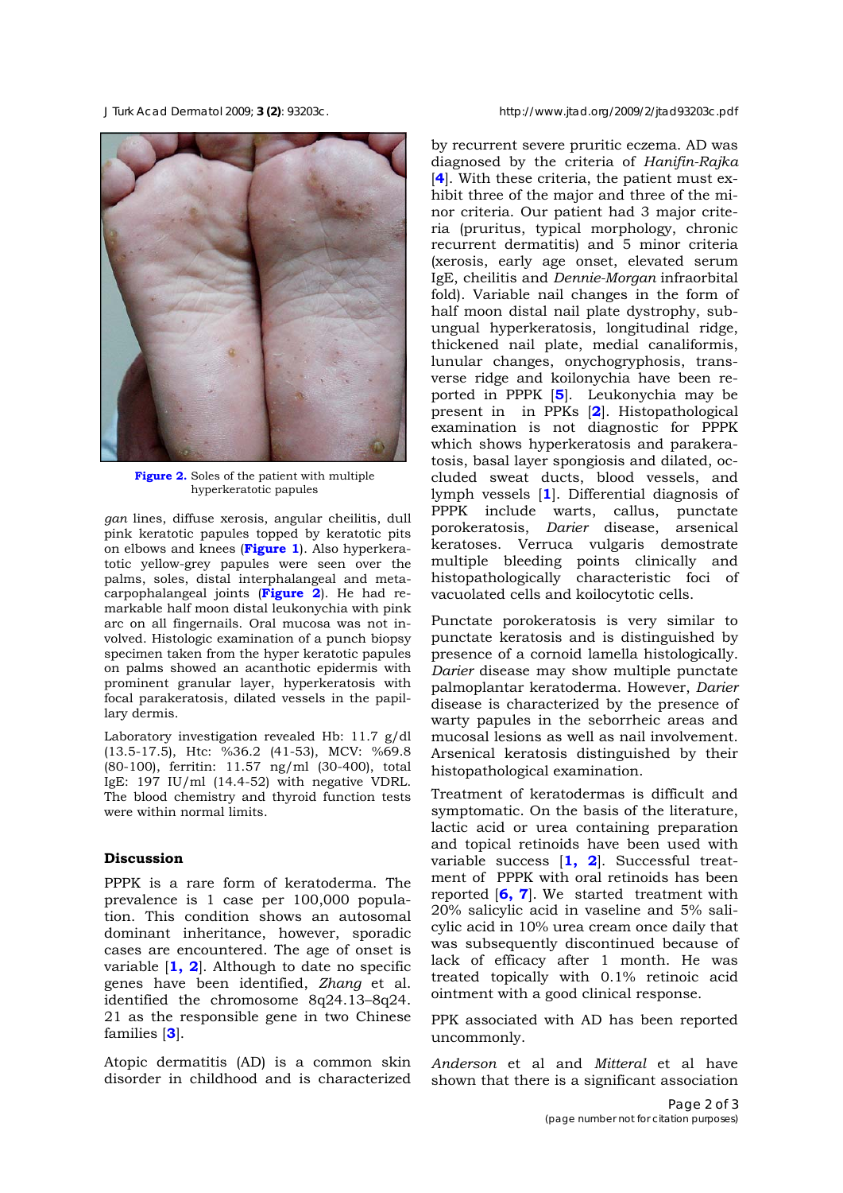Figure 2. Soles of the patient with multiple hyperkeratotic papules

gan lines, diffuse xerosis, angular cheilitis, dull pink keratotic papules topped by keratotic pits on elbows and knees (**Figure 1**). Also hyperkeratotic yellow-grey papules were seen over the palms, soles, distal interphalangeal and metacarpophalangeal joints (**Figure 2**). He had remarkable half moon distal leukonychia with pink arc on all fingernails. Oral mucosa was not involved. Histologic examination of a punch biopsy specimen taken from the hyper keratotic papules on palms showed an acanthotic epidermis with prominent granular layer, hyperkeratosis with focal parakeratosis, dilated vessels in the papillary dermis.

Laboratory investigation revealed Hb: 11.7 g/dl (13.5-17.5), Htc: %36.2 (41-53), MCV: %69.8 (80-100), ferritin: 11.57 ng/ml (30-400), total IgE: 197 IU/ml (14.4-52) with negative VDRL. The blood chemistry and thyroid function tests were within normal limits.

## Discussion

PPPK is a rare form of keratoderma. The prevalence is 1 case per 100,000 population. This condition shows an autosomal dominant inheritance, however, sporadic cases are encountered. The age of onset is variable [**1, 2**]. Although to date no specific genes have been identified, *Zhang* et al. identified the chromosome 8q24.13–8q24.21 as the responsible gene in two Chinese families [**3**].

Atopic dermatitis (AD) is a common skin disorder in childhood and is characterized by recurrent severe pruritic eczema. AD was diagnosed by the criteria of *Hanifin-Rajka* [**4**]. With these criteria, the patient must exhibit three of the major and three of the minor criteria. Our patient had 3 major criteria (pruritus, typical morphology, chronic recurrent dermatitis) and 5 minor criteria (xerosis, early age onset, elevated serum IgE, cheilitis and *Dennie-Morgan* infraorbital fold). Variable nail changes in the form of half moon distal nail plate dystrophy, subungual hyperkeratosis, longitudinal ridge, thickened nail plate, medial canaliformis, lunular changes, onychogryphosis, transverse ridge and koilonychia have been reported in PPPK [**5**]. Leukonychia may be present in in PPKs [**2**]. Histopathological examination is not diagnostic for PPPK which shows hyperkeratosis and parakeratosis, basal layer spongiosis and dilated, occluded sweat ducts, blood vessels, and lymph vessels [**1**]. Differential diagnosis of PPPK include warts, callus, punctate porokeratosis, *Darier* disease, arsenical keratoses. Verruca vulgaris demostrate multiple bleeding points clinically and histopathologically characteristic foci of vacuolated cells and koilocytotic cells.

Punctate porokeratosis is very similar to punctate keratosis and is distinguished by presence of a cornoid lamella histologically. *Darier* disease may show multiple punctate palmoplantar keratoderma. However, *Darier* disease is characterized by the presence of warty papules in the seborrheic areas and mucosal lesions as well as nail involvement. Arsenical keratosis distinguished by their histopathological examination.

Treatment of keratodermas is difficult and symptomatic. On the basis of the literature, lactic acid or urea containing preparation and topical retinoids have been used with variable success [**1, 2**]. Successful treatment of PPPK with oral retinoids has been reported [**6, 7**]. We started treatment with 20% salicylic acid in vaseline and 5% salicylic acid in 10% urea cream once daily that was subsequently discontinued because of lack of efficacy after 1 month. He was treated topically with 0.1% retinoic acid ointment with a good clinical response.

PPK associated with AD has been reported uncommonly.

*Anderson* et al and *Mitteral* et al have shown that there is a significant association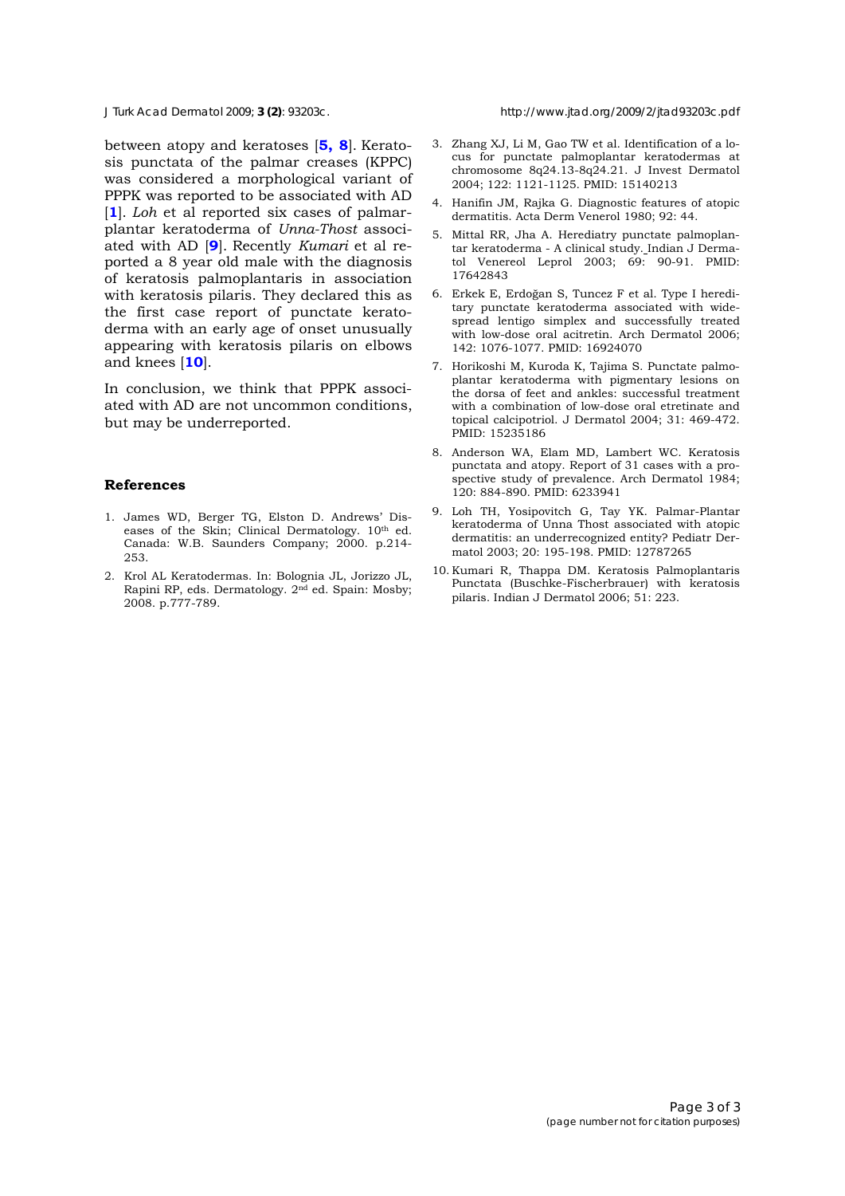between atopy and keratoses [**5, 8**]. Keratosis punctata of the palmar creases (KPPC) was considered a morphological variant of PPPK was reported to be associated with AD [**1**]. *Loh* et al reported six cases of palmar-plantar keratoderma of *Unna-Thost* associated with AD [**9**]. Recently *Kumari* et al reported a 8 year old male with the diagnosis of keratosis palmoplantaris in association with keratosis pilaris. They declared this as the first case report of punctate keratoderma with an early age of onset unusually appearing with keratosis pilaris on elbows and knees [**10**].

In conclusion, we think that PPPK associated with AD are not uncommon conditions, but may be underreported.

## References

1. James WD, Berger TG, Elston D. Andrews' Diseases of the Skin; Clinical Dermatology. 10th ed. Canada: W.B. Saunders Company; 2000. p.214-253.
2. Krol AL Keratodermas. In: Bolognia JL, Jorizzo JL, Rapini RP, eds. Dermatology. 2nd ed. Spain: Mosby; 2008. p.777-789.
3. Zhang XJ, Li M, Gao TW et al. Identification of a locus for punctate palmoplantar keratodermas at chromosome 8q24.13-8q24.21. J Invest Dermatol 2004; 122: 1121-1125. PMID: 15140213
4. Hanifin JM, Rajka G. Diagnostic features of atopic dermatitis. Acta Derm Venerol 1980; 92: 44.
5. Mittal RR, Jha A. Herediatry punctate palmoplantar keratoderma - A clinical study. Indian J Dermatol Venereol Leprol 2003; 69: 90-91. PMID: 17642843
6. Erkek E, Erdoğan S, Tuncez F et al. Type I hereditary punctate keratoderma associated with widespread lentigo simplex and successfully treated with low-dose oral acitretin. Arch Dermatol 2006; 142: 1076-1077. PMID: 16924070
7. Horikoshi M, Kuroda K, Tajima S. Punctate palmoplantar keratoderma with pigmentary lesions on the dorsa of feet and ankles: successful treatment with a combination of low-dose oral etretinate and topical calcipotriol. J Dermatol 2004; 31: 469-472. PMID: 15235186
8. Anderson WA, Elam MD, Lambert WC. Keratosis punctata and atopy. Report of 31 cases with a prospective study of prevalence. Arch Dermatol 1984; 120: 884-890. PMID: 6233941
9. Loh TH, Yosipovitch G, Tay YK. Palmar-Plantar keratoderma of Unna Thost associated with atopic dermatitis: an underrecognized entity? Pediatr Dermatol 2003; 20: 195-198. PMID: 12787265
10. Kumari R, Thappa DM. Keratosis Palmoplantaris Punctata (Buschke-Fischerbrauer) with keratosis pilaris. Indian J Dermatol 2006; 51: 223.